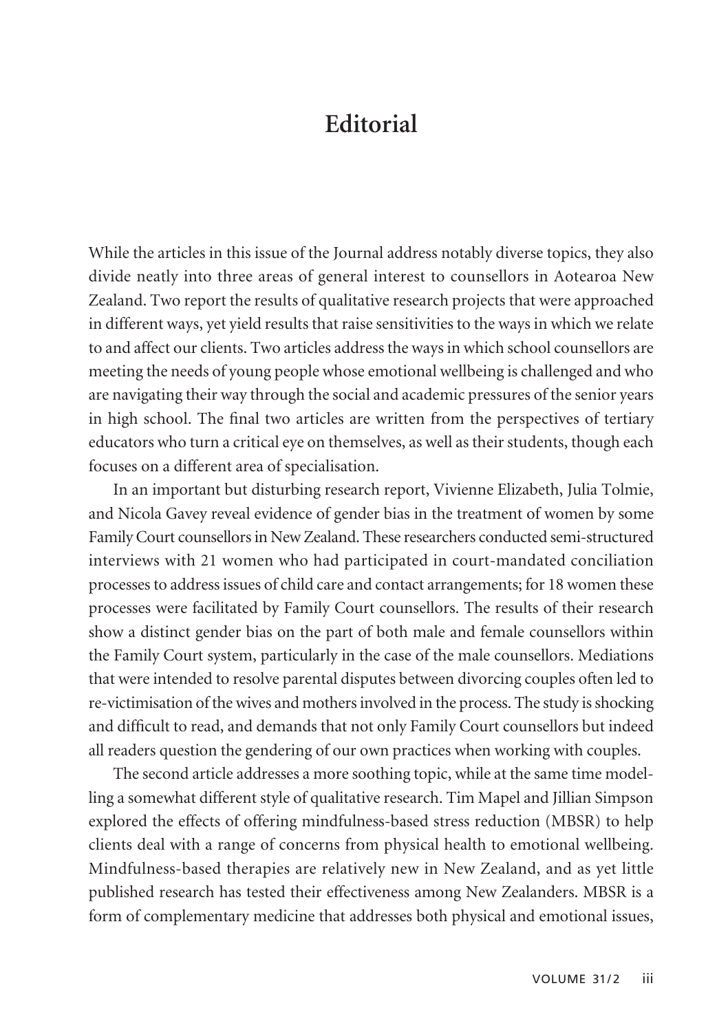# Editorial

While the articles in this issue of the Journal address notably diverse topics, they also divide neatly into three areas of general interest to counsellors in Aotearoa New Zealand. Two report the results of qualitative research projects that were approached in different ways, yet yield results that raise sensitivities to the ways in which we relate to and affect our clients. Two articles address the ways in which school counsellors are meeting the needs of young people whose emotional wellbeing is challenged and who are navigating their way through the social and academic pressures of the senior years in high school. The final two articles are written from the perspectives of tertiary educators who turn a critical eye on themselves, as well as their students, though each focuses on a different area of specialisation.

In an important but disturbing research report, Vivienne Elizabeth, Julia Tolmie, and Nicola Gavey reveal evidence of gender bias in the treatment of women by some Family Court counsellors in New Zealand. These researchers conducted semi-structured interviews with 21 women who had participated in court-mandated conciliation processes to address issues of child care and contact arrangements; for 18 women these processes were facilitated by Family Court counsellors. The results of their research show a distinct gender bias on the part of both male and female counsellors within the Family Court system, particularly in the case of the male counsellors. Mediations that were intended to resolve parental disputes between divorcing couples often led to re-victimisation of the wives and mothers involved in the process. The study is shocking and difficult to read, and demands that not only Family Court counsellors but indeed all readers question the gendering of our own practices when working with couples.

The second article addresses a more soothing topic, while at the same time modelling a somewhat different style of qualitative research. Tim Mapel and Jillian Simpson explored the effects of offering mindfulness-based stress reduction (MBSR) to help clients deal with a range of concerns from physical health to emotional wellbeing. Mindfulness-based therapies are relatively new in New Zealand, and as yet little published research has tested their effectiveness among New Zealanders. MBSR is a form of complementary medicine that addresses both physical and emotional issues,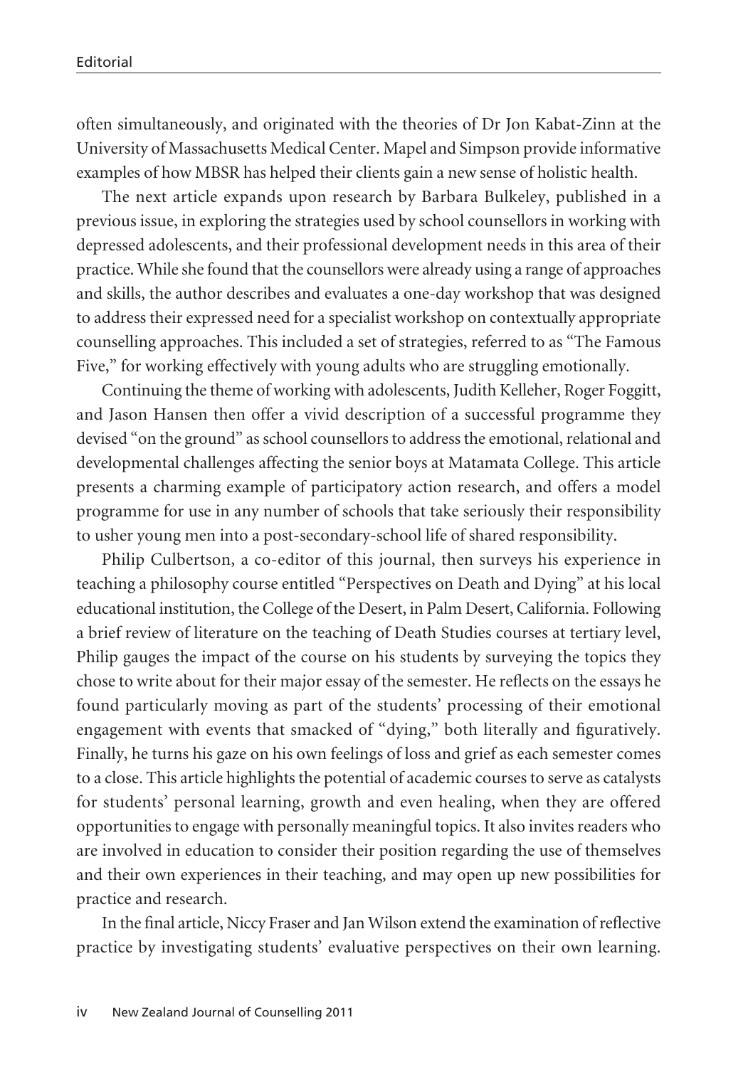often simultaneously, and originated with the theories of Dr Jon Kabat-Zinn at the University of Massachusetts Medical Center. Mapel and Simpson provide informative examples of how MBSR has helped their clients gain a new sense of holistic health.

The next article expands upon research by Barbara Bulkeley, published in a previous issue, in exploring the strategies used by school counsellors in working with depressed adolescents, and their professional development needs in this area of their practice. While she found that the counsellors were already using a range of approaches and skills, the author describes and evaluates a one-day workshop that was designed to address their expressed need for a specialist workshop on contextually appropriate counselling approaches. This included a set of strategies, referred to as "The Famous Five," for working effectively with young adults who are struggling emotionally.

Continuing the theme of working with adolescents, Judith Kelleher, Roger Foggitt, and Jason Hansen then offer a vivid description of a successful programme they devised "on the ground" as school counsellors to address the emotional, relational and developmental challenges affecting the senior boys at Matamata College. This article presents a charming example of participatory action research, and offers a model programme for use in any number of schools that take seriously their responsibility to usher young men into a post-secondary-school life of shared responsibility.

Philip Culbertson, a co-editor of this journal, then surveys his experience in teaching a philosophy course entitled "Perspectives on Death and Dying" at his local educational institution, the College of the Desert, in Palm Desert, California. Following a brief review of literature on the teaching of Death Studies courses at tertiary level, Philip gauges the impact of the course on his students by surveying the topics they chose to write about for their major essay of the semester. He reflects on the essays he found particularly moving as part of the students' processing of their emotional engagement with events that smacked of "dying," both literally and figuratively. Finally, he turns his gaze on his own feelings of loss and grief as each semester comes to a close. This article highlights the potential of academic courses to serve as catalysts for students' personal learning, growth and even healing, when they are offered opportunities to engage with personally meaningful topics. It also invites readers who are involved in education to consider their position regarding the use of themselves and their own experiences in their teaching, and may open up new possibilities for practice and research.

In the final article, Niccy Fraser and Jan Wilson extend the examination of reflective practice by investigating students' evaluative perspectives on their own learning.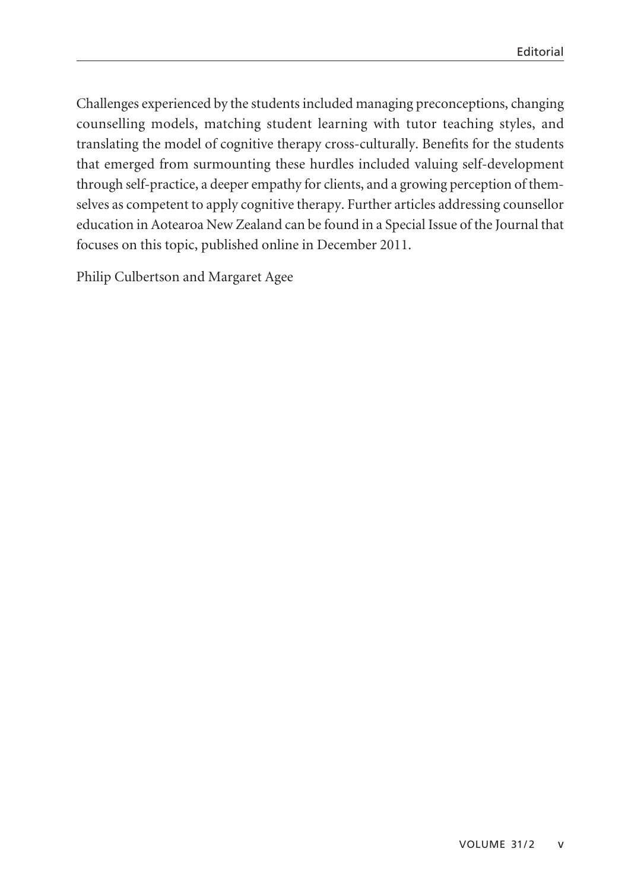Challenges experienced by the students included managing preconceptions, changing counselling models, matching student learning with tutor teaching styles, and translating the model of cognitive therapy cross-culturally. Benefits for the students that emerged from surmounting these hurdles included valuing self-development through self-practice, a deeper empathy for clients, and a growing perception of themselves as competent to apply cognitive therapy. Further articles addressing counsellor education in Aotearoa New Zealand can be found in a Special Issue of the Journal that focuses on this topic, published online in December 2011.

Philip Culbertson and Margaret Agee